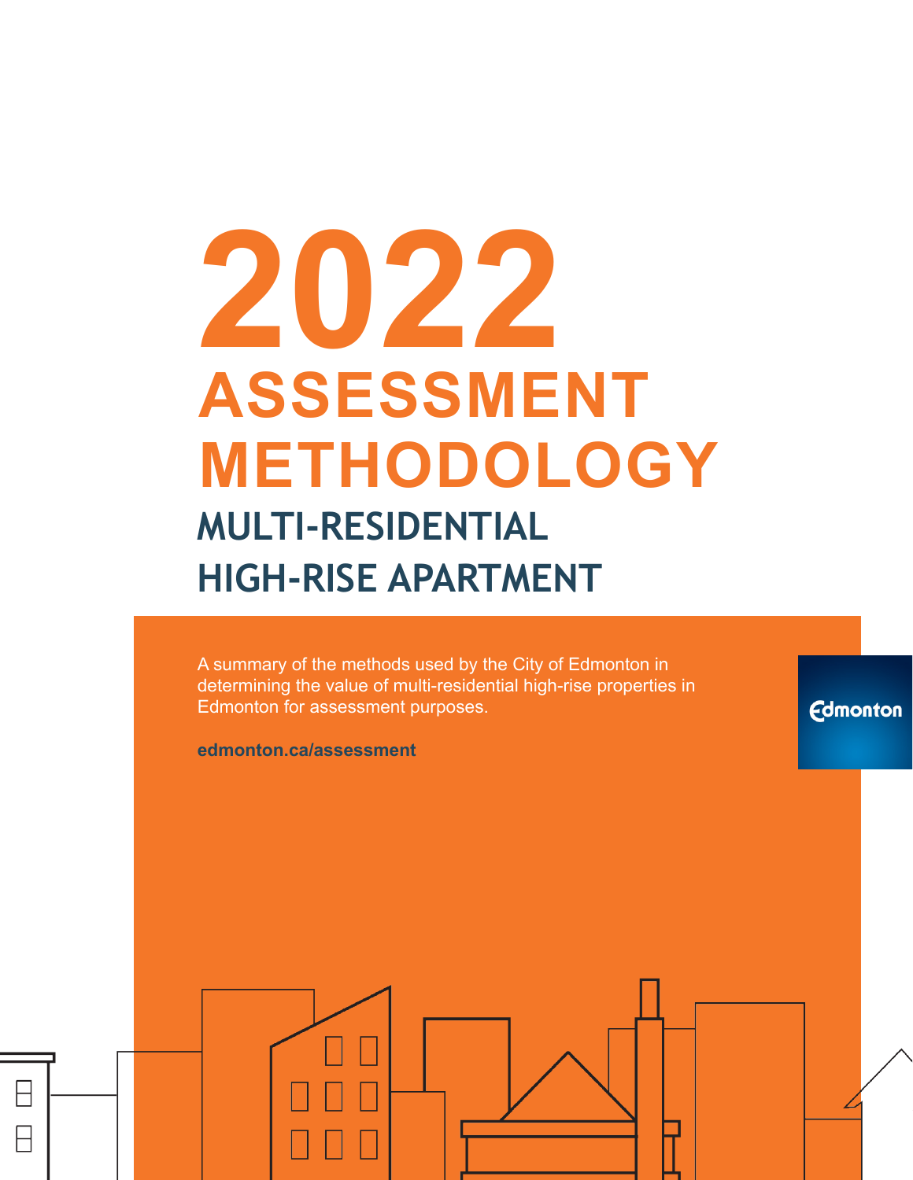# 2022 ASSESSMENT METHODOLOGY

## MULTI-RESIDENTIAL HIGH-RISE APARTMENT

A summary of the methods used by the City of Edmonton in determining the value of multi-residential high-rise properties in Edmonton for assessment purposes.

**edmonton.ca/assessment**

Edmonton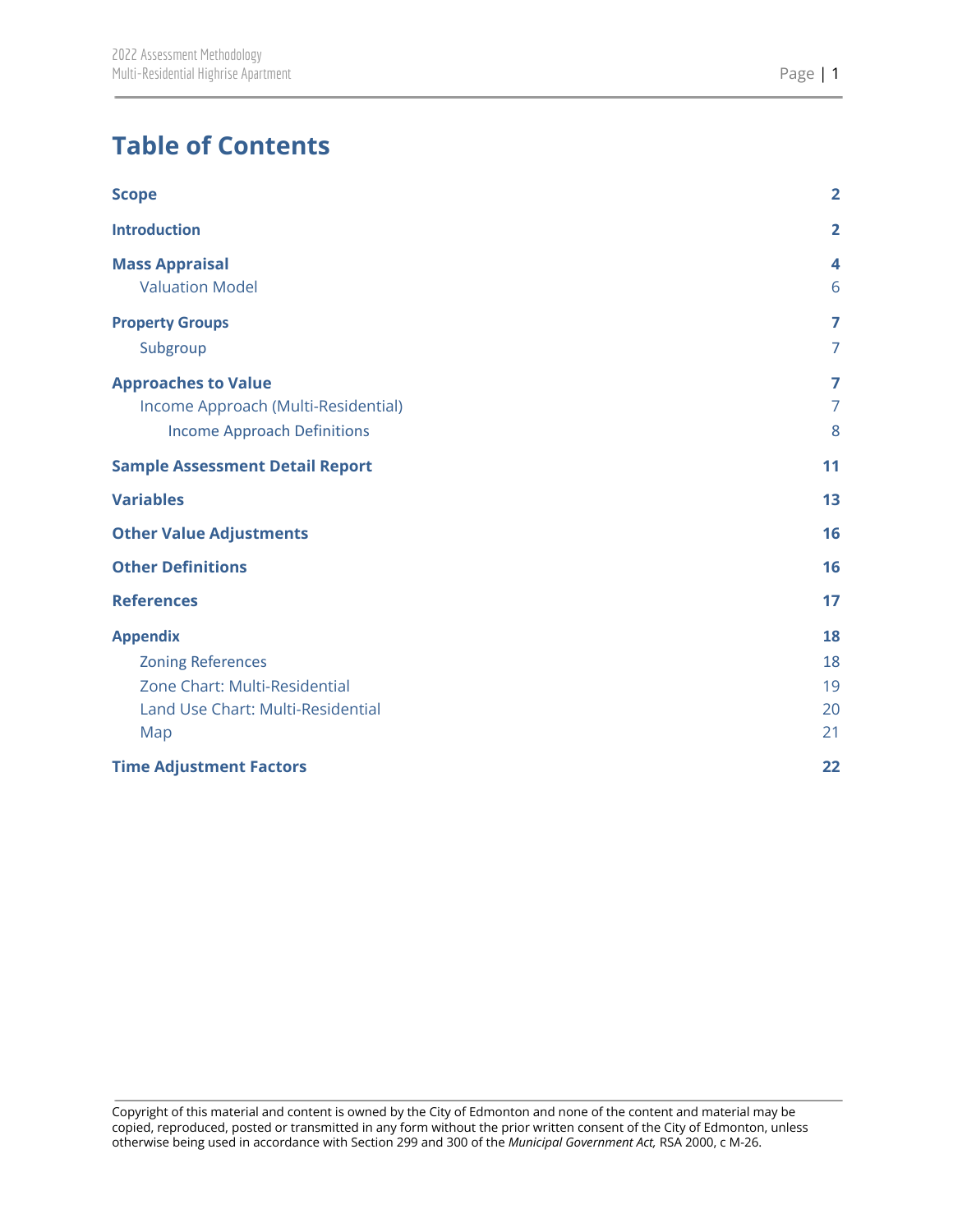# Table of Contents

| | |
|---|---|
| **Scope** | **2** |
| **Introduction** | **2** |
| **Mass Appraisal** | **4** |
| Valuation Model | 6 |
| **Property Groups** | **7** |
| Subgroup | 7 |
| **Approaches to Value** | **7** |
| Income Approach (Multi-Residential) | 7 |
| Income Approach Definitions | 8 |
| **Sample Assessment Detail Report** | **11** |
| **Variables** | **13** |
| **Other Value Adjustments** | **16** |
| **Other Definitions** | **16** |
| **References** | **17** |
| **Appendix** | **18** |
| Zoning References | 18 |
| Zone Chart: Multi-Residential | 19 |
| Land Use Chart: Multi-Residential | 20 |
| Map | 21 |
| **Time Adjustment Factors** | **22** |

Copyright of this material and content is owned by the City of Edmonton and none of the content and material may be copied, reproduced, posted or transmitted in any form without the prior written consent of the City of Edmonton, unless otherwise being used in accordance with Section 299 and 300 of the *Municipal Government Act,* RSA 2000, c M-26.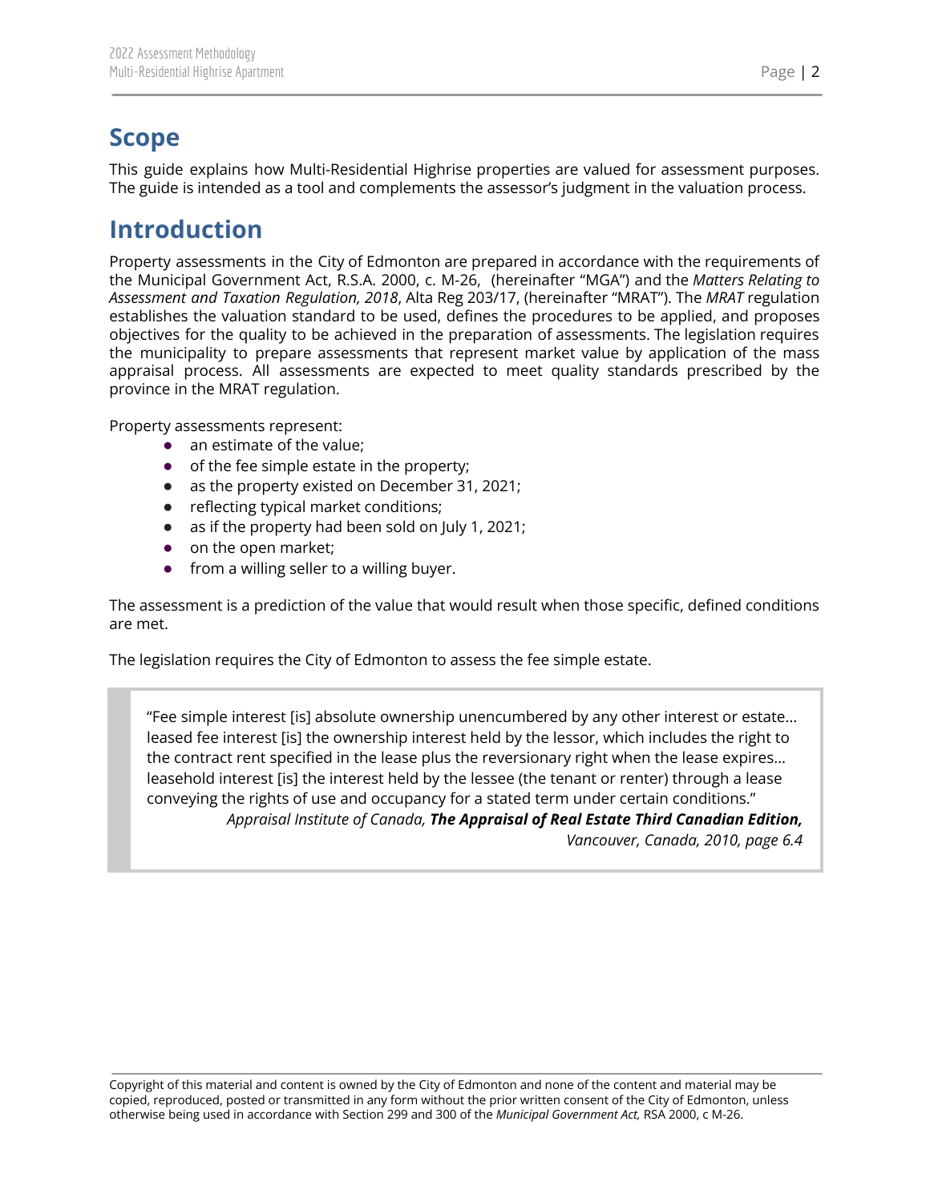# Scope

This guide explains how Multi-Residential Highrise properties are valued for assessment purposes. The guide is intended as a tool and complements the assessor's judgment in the valuation process.

# Introduction

Property assessments in the City of Edmonton are prepared in accordance with the requirements of the Municipal Government Act, R.S.A. 2000, c. M-26, (hereinafter "MGA") and the *Matters Relating to Assessment and Taxation Regulation, 2018*, Alta Reg 203/17, (hereinafter "MRAT"). The *MRAT* regulation establishes the valuation standard to be used, defines the procedures to be applied, and proposes objectives for the quality to be achieved in the preparation of assessments. The legislation requires the municipality to prepare assessments that represent market value by application of the mass appraisal process. All assessments are expected to meet quality standards prescribed by the province in the MRAT regulation.

Property assessments represent:

- an estimate of the value;
- of the fee simple estate in the property;
- as the property existed on December 31, 2021;
- reflecting typical market conditions;
- as if the property had been sold on July 1, 2021;
- on the open market;
- from a willing seller to a willing buyer.

The assessment is a prediction of the value that would result when those specific, defined conditions are met.

The legislation requires the City of Edmonton to assess the fee simple estate.

> "Fee simple interest [is] absolute ownership unencumbered by any other interest or estate… leased fee interest [is] the ownership interest held by the lessor, which includes the right to the contract rent specified in the lease plus the reversionary right when the lease expires… leasehold interest [is] the interest held by the lessee (the tenant or renter) through a lease conveying the rights of use and occupancy for a stated term under certain conditions."
>
> *Appraisal Institute of Canada, **The Appraisal of Real Estate Third Canadian Edition,** Vancouver, Canada, 2010, page 6.4*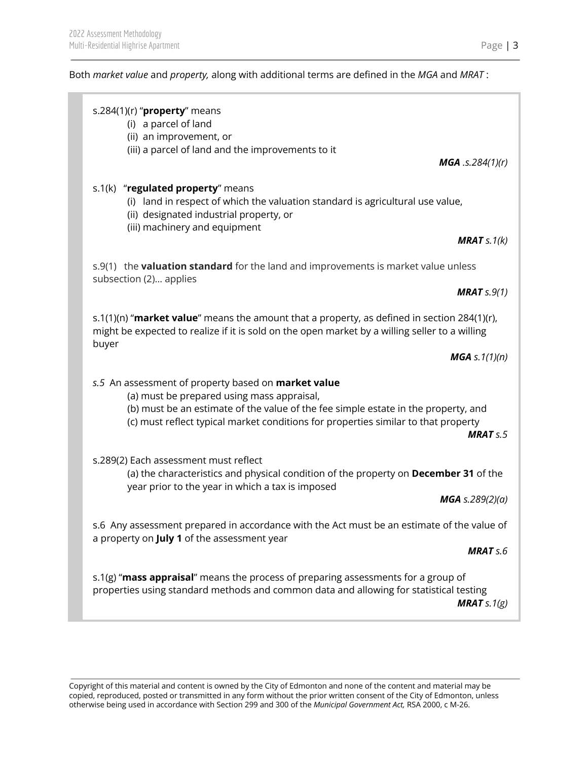Both *market value* and *property,* along with additional terms are defined in the *MGA* and *MRAT* :

> s.284(1)(r) "**property**" means
>
> (i) a parcel of land
> (ii) an improvement, or
> (iii) a parcel of land and the improvements to it
>
> ***MGA** .s.284(1)(r)*
>
> s.1(k) "**regulated property**" means
>
> (i) land in respect of which the valuation standard is agricultural use value,
> (ii) designated industrial property, or
> (iii) machinery and equipment
>
> ***MRAT** s.1(k)*
>
> s.9(1) the **valuation standard** for the land and improvements is market value unless subsection (2)... applies
>
> ***MRAT** s.9(1)*
>
> s.1(1)(n) "**market value**" means the amount that a property, as defined in section 284(1)(r), might be expected to realize if it is sold on the open market by a willing seller to a willing buyer
>
> ***MGA** s.1(1)(n)*
>
> *s.5* An assessment of property based on **market value**
>
> (a) must be prepared using mass appraisal,
> (b) must be an estimate of the value of the fee simple estate in the property, and
> (c) must reflect typical market conditions for properties similar to that property
>
> ***MRAT** s.5*
>
> s.289(2) Each assessment must reflect
>
> (a) the characteristics and physical condition of the property on **December 31** of the year prior to the year in which a tax is imposed
>
> ***MGA** s.289(2)(a)*
>
> s.6 Any assessment prepared in accordance with the Act must be an estimate of the value of a property on **July 1** of the assessment year
>
> ***MRAT** s.6*
>
> s.1(g) "**mass appraisal**" means the process of preparing assessments for a group of properties using standard methods and common data and allowing for statistical testing
>
> ***MRAT** s.1(g)*

Copyright of this material and content is owned by the City of Edmonton and none of the content and material may be copied, reproduced, posted or transmitted in any form without the prior written consent of the City of Edmonton, unless otherwise being used in accordance with Section 299 and 300 of the *Municipal Government Act,* RSA 2000, c M-26.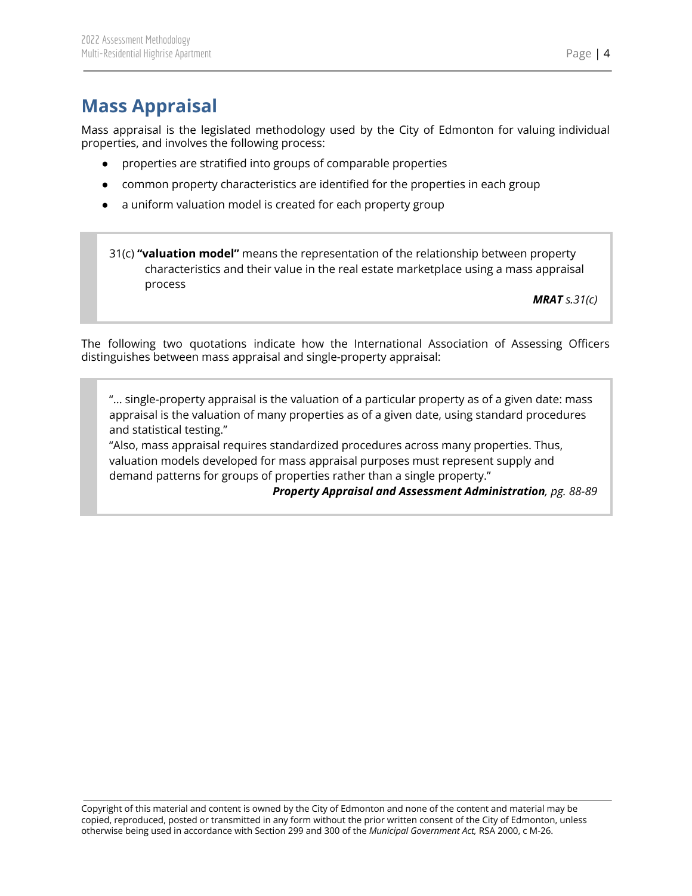# Mass Appraisal

Mass appraisal is the legislated methodology used by the City of Edmonton for valuing individual properties, and involves the following process:

- properties are stratified into groups of comparable properties
- common property characteristics are identified for the properties in each group
- a uniform valuation model is created for each property group

> 31(c) **"valuation model"** means the representation of the relationship between property characteristics and their value in the real estate marketplace using a mass appraisal process
>
> ***MRAT*** *s.31(c)*

The following two quotations indicate how the International Association of Assessing Officers distinguishes between mass appraisal and single-property appraisal:

> "... single-property appraisal is the valuation of a particular property as of a given date: mass appraisal is the valuation of many properties as of a given date, using standard procedures and statistical testing."
>
> "Also, mass appraisal requires standardized procedures across many properties. Thus, valuation models developed for mass appraisal purposes must represent supply and demand patterns for groups of properties rather than a single property."
>
> ***Property Appraisal and Assessment Administration****, pg. 88-89*

Copyright of this material and content is owned by the City of Edmonton and none of the content and material may be copied, reproduced, posted or transmitted in any form without the prior written consent of the City of Edmonton, unless otherwise being used in accordance with Section 299 and 300 of the *Municipal Government Act,* RSA 2000, c M-26.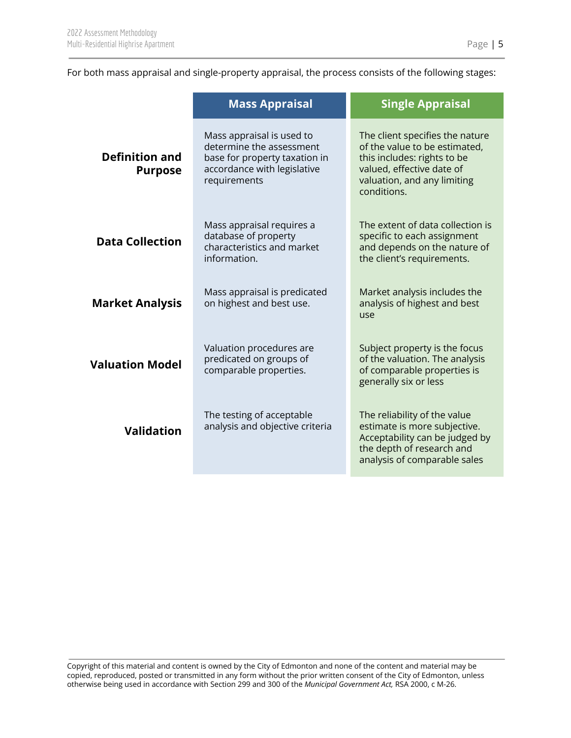For both mass appraisal and single-property appraisal, the process consists of the following stages:

| | Mass Appraisal | Single Appraisal |
|---|---|---|
| **Definition and Purpose** | Mass appraisal is used to determine the assessment base for property taxation in accordance with legislative requirements | The client specifies the nature of the value to be estimated, this includes: rights to be valued, effective date of valuation, and any limiting conditions. |
| **Data Collection** | Mass appraisal requires a database of property characteristics and market information. | The extent of data collection is specific to each assignment and depends on the nature of the client's requirements. |
| **Market Analysis** | Mass appraisal is predicated on highest and best use. | Market analysis includes the analysis of highest and best use |
| **Valuation Model** | Valuation procedures are predicated on groups of comparable properties. | Subject property is the focus of the valuation. The analysis of comparable properties is generally six or less |
| **Validation** | The testing of acceptable analysis and objective criteria | The reliability of the value estimate is more subjective. Acceptability can be judged by the depth of research and analysis of comparable sales |

Copyright of this material and content is owned by the City of Edmonton and none of the content and material may be copied, reproduced, posted or transmitted in any form without the prior written consent of the City of Edmonton, unless otherwise being used in accordance with Section 299 and 300 of the *Municipal Government Act,* RSA 2000, c M-26.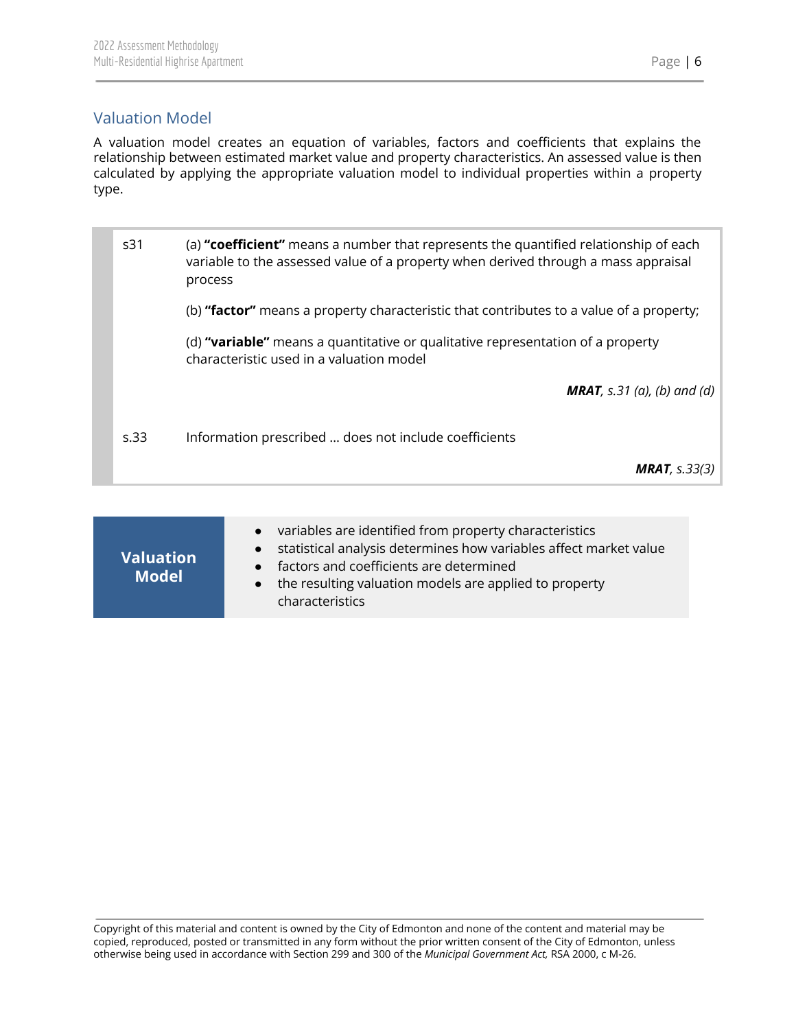## Valuation Model

A valuation model creates an equation of variables, factors and coefficients that explains the relationship between estimated market value and property characteristics. An assessed value is then calculated by applying the appropriate valuation model to individual properties within a property type.

| | |
|---|---|
| s31 | (a) **"coefficient"** means a number that represents the quantified relationship of each variable to the assessed value of a property when derived through a mass appraisal process<br><br>(b) **"factor"** means a property characteristic that contributes to a value of a property;<br><br>(d) **"variable"** means a quantitative or qualitative representation of a property characteristic used in a valuation model<br><br>***MRAT****, s.31 (a), (b) and (d)* |
| s.33 | Information prescribed ... does not include coefficients<br><br>***MRAT****, s.33(3)* |

| **Valuation Model** | |
|---|---|
| | • variables are identified from property characteristics<br>• statistical analysis determines how variables affect market value<br>• factors and coefficients are determined<br>• the resulting valuation models are applied to property characteristics |

Copyright of this material and content is owned by the City of Edmonton and none of the content and material may be copied, reproduced, posted or transmitted in any form without the prior written consent of the City of Edmonton, unless otherwise being used in accordance with Section 299 and 300 of the *Municipal Government Act,* RSA 2000, c M-26.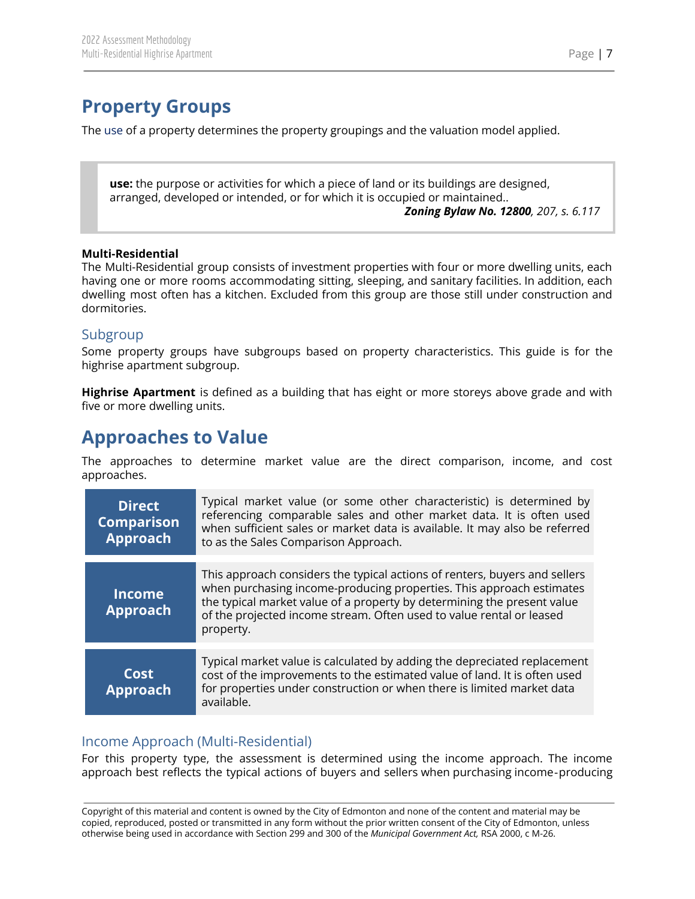## Property Groups

The use of a property determines the property groupings and the valuation model applied.

> **use:** the purpose or activities for which a piece of land or its buildings are designed, arranged, developed or intended, or for which it is occupied or maintained..
>
> ***Zoning Bylaw No. 12800****, 207, s. 6.117*

**Multi-Residential**

The Multi-Residential group consists of investment properties with four or more dwelling units, each having one or more rooms accommodating sitting, sleeping, and sanitary facilities. In addition, each dwelling most often has a kitchen. Excluded from this group are those still under construction and dormitories.

### Subgroup

Some property groups have subgroups based on property characteristics. This guide is for the highrise apartment subgroup.

**Highrise Apartment** is defined as a building that has eight or more storeys above grade and with five or more dwelling units.

## Approaches to Value

The approaches to determine market value are the direct comparison, income, and cost approaches.

| Approach | Description |
|---|---|
| **Direct Comparison Approach** | Typical market value (or some other characteristic) is determined by referencing comparable sales and other market data. It is often used when sufficient sales or market data is available. It may also be referred to as the Sales Comparison Approach. |
| **Income Approach** | This approach considers the typical actions of renters, buyers and sellers when purchasing income-producing properties. This approach estimates the typical market value of a property by determining the present value of the projected income stream. Often used to value rental or leased property. |
| **Cost Approach** | Typical market value is calculated by adding the depreciated replacement cost of the improvements to the estimated value of land. It is often used for properties under construction or when there is limited market data available. |

### Income Approach (Multi-Residential)

For this property type, the assessment is determined using the income approach. The income approach best reflects the typical actions of buyers and sellers when purchasing income-producing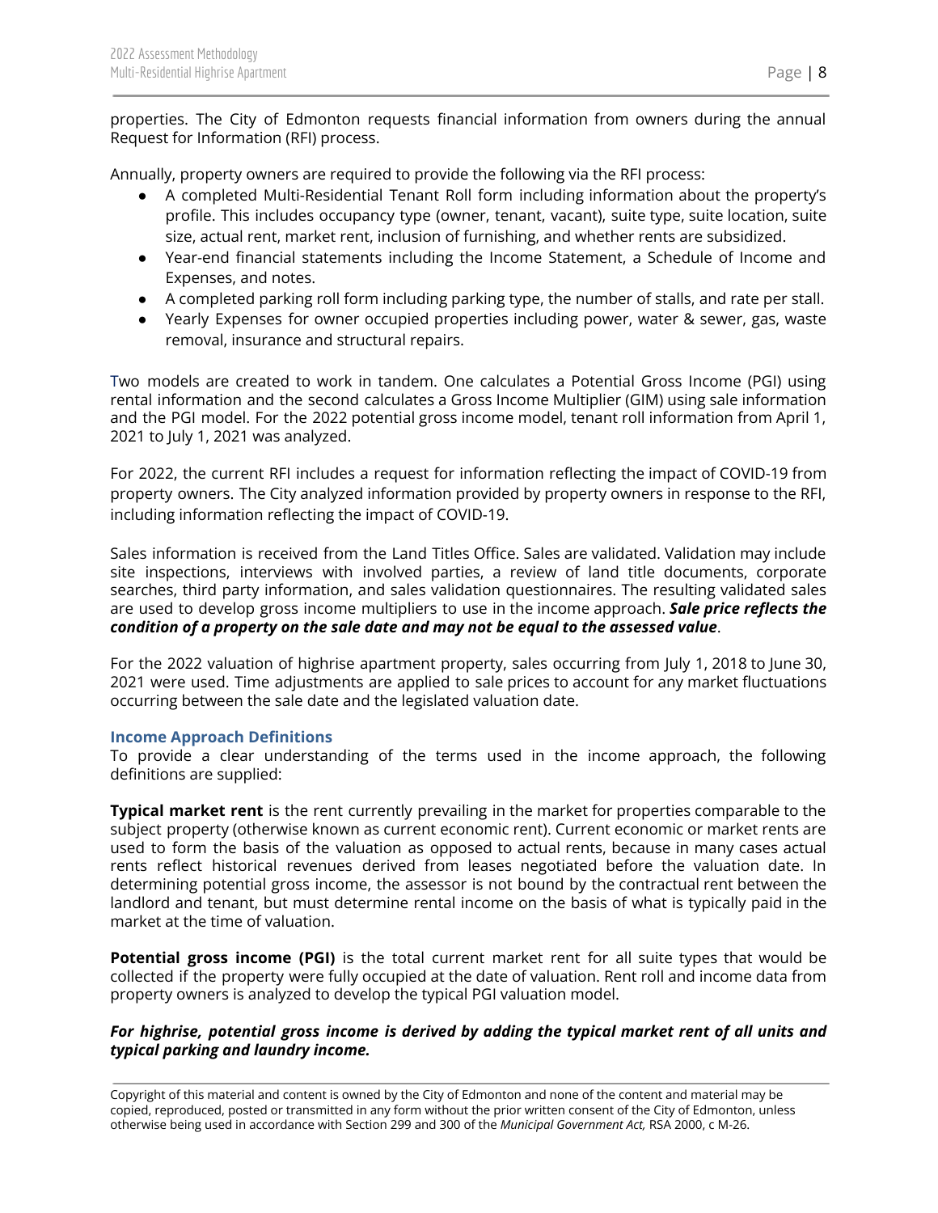properties. The City of Edmonton requests financial information from owners during the annual Request for Information (RFI) process.

Annually, property owners are required to provide the following via the RFI process:

- A completed Multi-Residential Tenant Roll form including information about the property's profile. This includes occupancy type (owner, tenant, vacant), suite type, suite location, suite size, actual rent, market rent, inclusion of furnishing, and whether rents are subsidized.
- Year-end financial statements including the Income Statement, a Schedule of Income and Expenses, and notes.
- A completed parking roll form including parking type, the number of stalls, and rate per stall.
- Yearly Expenses for owner occupied properties including power, water & sewer, gas, waste removal, insurance and structural repairs.

Two models are created to work in tandem. One calculates a Potential Gross Income (PGI) using rental information and the second calculates a Gross Income Multiplier (GIM) using sale information and the PGI model. For the 2022 potential gross income model, tenant roll information from April 1, 2021 to July 1, 2021 was analyzed.

For 2022, the current RFI includes a request for information reflecting the impact of COVID-19 from property owners. The City analyzed information provided by property owners in response to the RFI, including information reflecting the impact of COVID-19.

Sales information is received from the Land Titles Office. Sales are validated. Validation may include site inspections, interviews with involved parties, a review of land title documents, corporate searches, third party information, and sales validation questionnaires. The resulting validated sales are used to develop gross income multipliers to use in the income approach. ***Sale price reflects the condition of a property on the sale date and may not be equal to the assessed value***.

For the 2022 valuation of highrise apartment property, sales occurring from July 1, 2018 to June 30, 2021 were used. Time adjustments are applied to sale prices to account for any market fluctuations occurring between the sale date and the legislated valuation date.

### Income Approach Definitions

To provide a clear understanding of the terms used in the income approach, the following definitions are supplied:

**Typical market rent** is the rent currently prevailing in the market for properties comparable to the subject property (otherwise known as current economic rent). Current economic or market rents are used to form the basis of the valuation as opposed to actual rents, because in many cases actual rents reflect historical revenues derived from leases negotiated before the valuation date. In determining potential gross income, the assessor is not bound by the contractual rent between the landlord and tenant, but must determine rental income on the basis of what is typically paid in the market at the time of valuation.

**Potential gross income (PGI)** is the total current market rent for all suite types that would be collected if the property were fully occupied at the date of valuation. Rent roll and income data from property owners is analyzed to develop the typical PGI valuation model.

***For highrise, potential gross income is derived by adding the typical market rent of all units and typical parking and laundry income.***

Copyright of this material and content is owned by the City of Edmonton and none of the content and material may be copied, reproduced, posted or transmitted in any form without the prior written consent of the City of Edmonton, unless otherwise being used in accordance with Section 299 and 300 of the *Municipal Government Act,* RSA 2000, c M-26.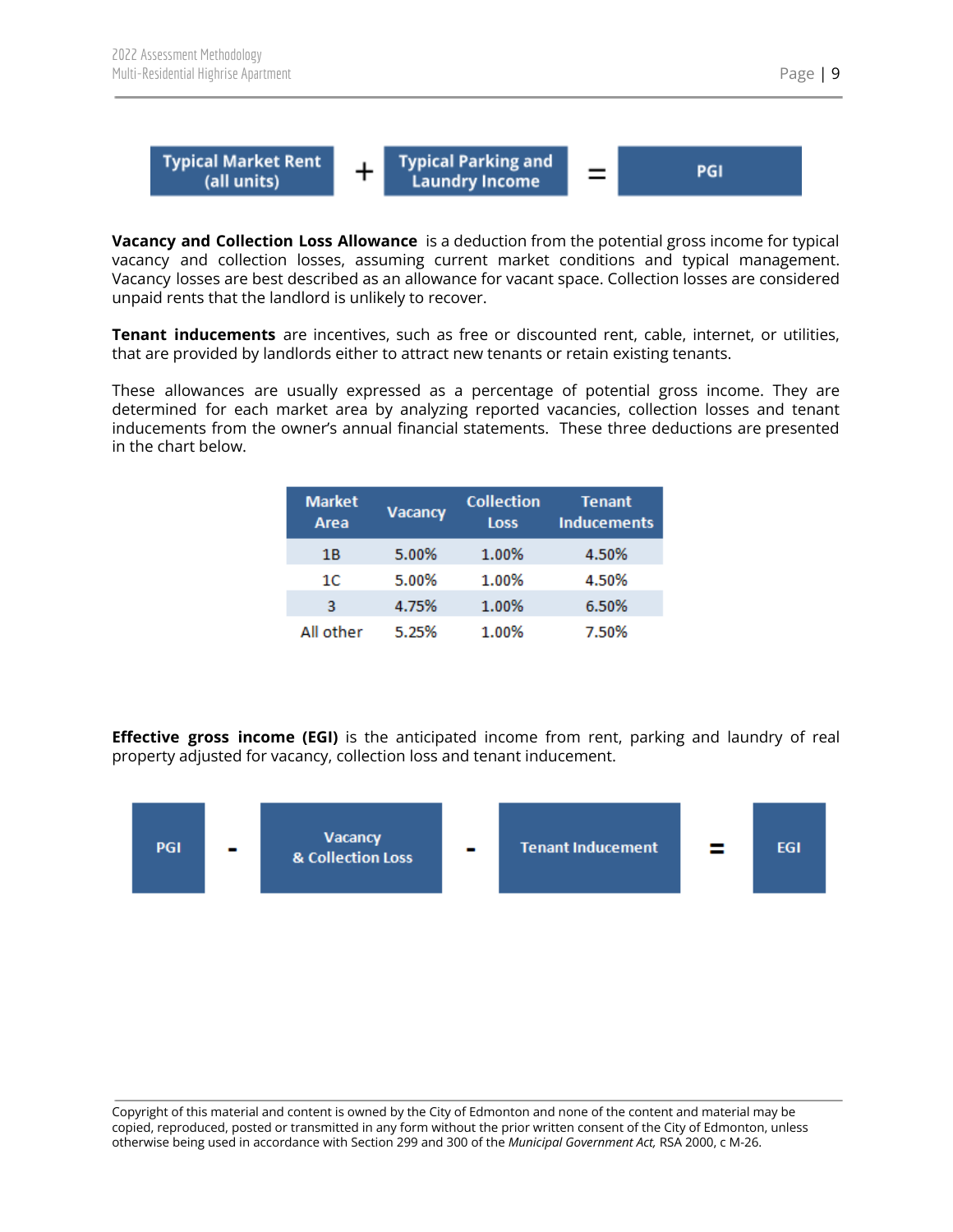Typical Market Rent (all units) + Typical Parking and Laundry Income = PGI

**Vacancy and Collection Loss Allowance** is a deduction from the potential gross income for typical vacancy and collection losses, assuming current market conditions and typical management. Vacancy losses are best described as an allowance for vacant space. Collection losses are considered unpaid rents that the landlord is unlikely to recover.

**Tenant inducements** are incentives, such as free or discounted rent, cable, internet, or utilities, that are provided by landlords either to attract new tenants or retain existing tenants.

These allowances are usually expressed as a percentage of potential gross income. They are determined for each market area by analyzing reported vacancies, collection losses and tenant inducements from the owner's annual financial statements. These three deductions are presented in the chart below.

| Market Area | Vacancy | Collection Loss | Tenant Inducements |
|---|---|---|---|
| 1B | 5.00% | 1.00% | 4.50% |
| 1C | 5.00% | 1.00% | 4.50% |
| 3 | 4.75% | 1.00% | 6.50% |
| All other | 5.25% | 1.00% | 7.50% |

**Effective gross income (EGI)** is the anticipated income from rent, parking and laundry of real property adjusted for vacancy, collection loss and tenant inducement.

PGI - Vacancy & Collection Loss - Tenant Inducement = EGI

Copyright of this material and content is owned by the City of Edmonton and none of the content and material may be copied, reproduced, posted or transmitted in any form without the prior written consent of the City of Edmonton, unless otherwise being used in accordance with Section 299 and 300 of the *Municipal Government Act,* RSA 2000, c M-26.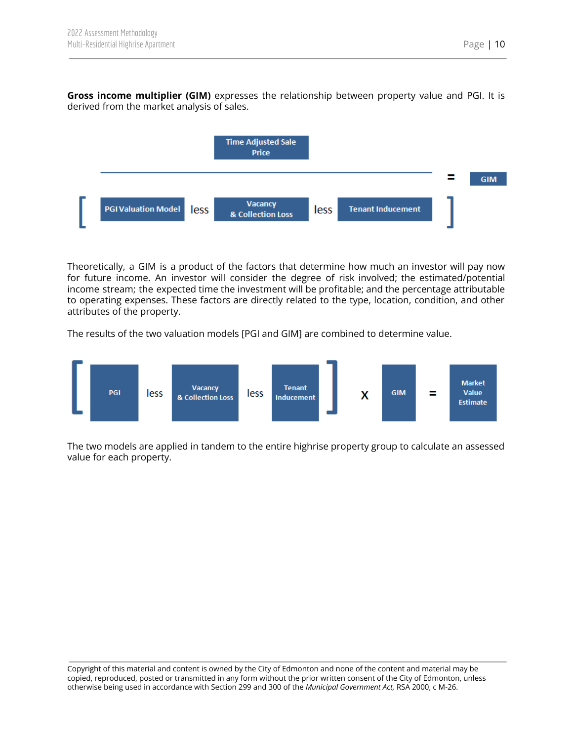**Gross income multiplier (GIM)** expresses the relationship between property value and PGI. It is derived from the market analysis of sales.

$$\frac{\text{Time Adjusted Sale Price}}{[\text{PGI Valuation Model less Vacancy \& Collection Loss less Tenant Inducement}]} = \text{GIM}$$

Theoretically, a GIM is a product of the factors that determine how much an investor will pay now for future income. An investor will consider the degree of risk involved; the estimated/potential income stream; the expected time the investment will be profitable; and the percentage attributable to operating expenses. These factors are directly related to the type, location, condition, and other attributes of the property.

The results of the two valuation models [PGI and GIM] are combined to determine value.

$$[\text{PGI less Vacancy \& Collection Loss less Tenant Inducement}] \times \text{GIM} = \text{Market Value Estimate}$$

The two models are applied in tandem to the entire highrise property group to calculate an assessed value for each property.

Copyright of this material and content is owned by the City of Edmonton and none of the content and material may be copied, reproduced, posted or transmitted in any form without the prior written consent of the City of Edmonton, unless otherwise being used in accordance with Section 299 and 300 of the *Municipal Government Act,* RSA 2000, c M-26.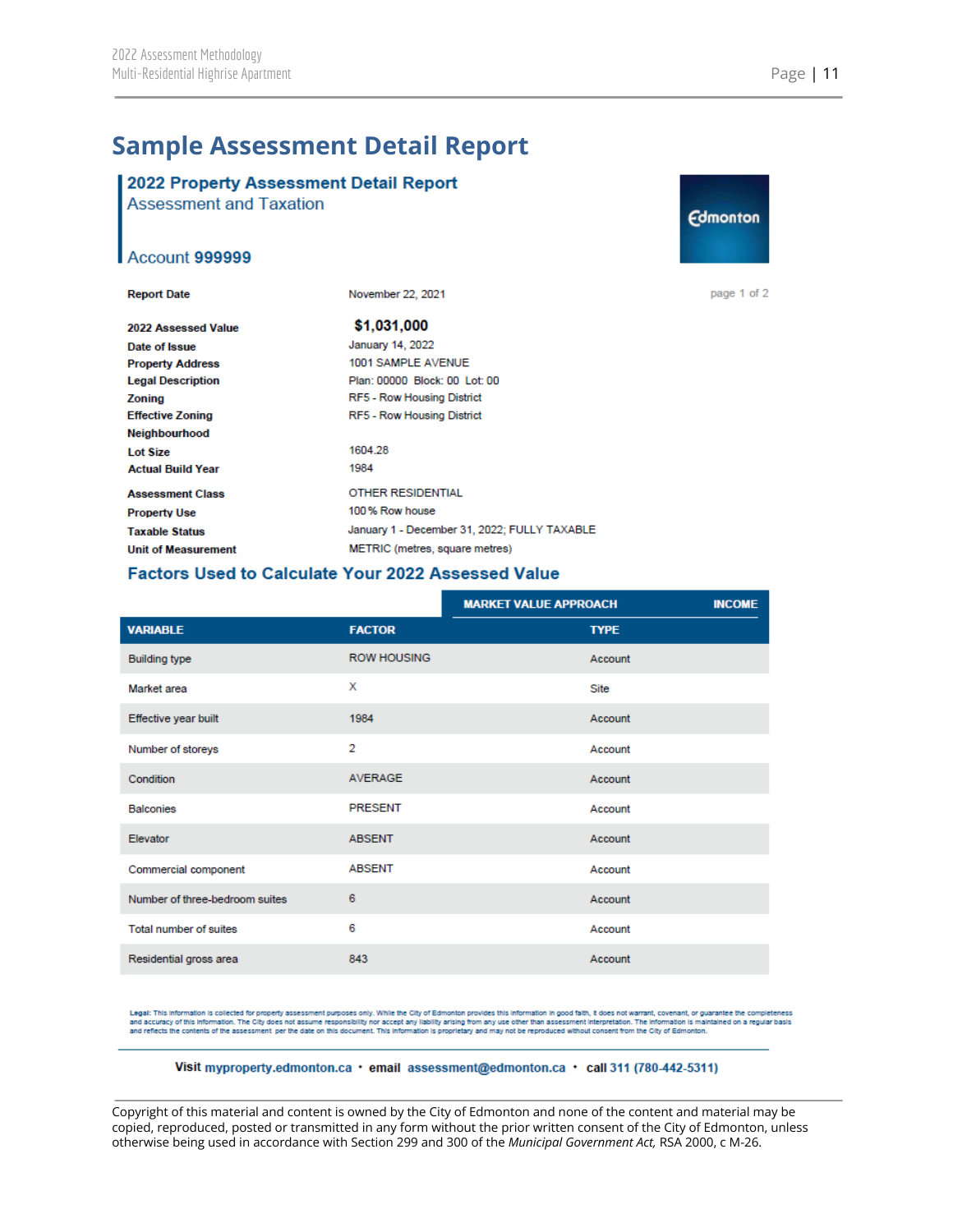# Sample Assessment Detail Report

## 2022 Property Assessment Detail Report

Assessment and Taxation

Account **999999**

Edmonton

| | |
|---|---|
| **Report Date** | November 22, 2021 |
| **2022 Assessed Value** | **$1,031,000** |
| **Date of Issue** | January 14, 2022 |
| **Property Address** | 1001 SAMPLE AVENUE |
| **Legal Description** | Plan: 00000 Block: 00 Lot: 00 |
| **Zoning** | RF5 - Row Housing District |
| **Effective Zoning** | RF5 - Row Housing District |
| **Neighbourhood** | |
| **Lot Size** | 1604.28 |
| **Actual Build Year** | 1984 |
| **Assessment Class** | OTHER RESIDENTIAL |
| **Property Use** | 100 % Row house |
| **Taxable Status** | January 1 - December 31, 2022; FULLY TAXABLE |
| **Unit of Measurement** | METRIC (metres, square metres) |

### Factors Used to Calculate Your 2022 Assessed Value

| | | MARKET VALUE APPROACH INCOME |
|---|---|---|
| **VARIABLE** | **FACTOR** | **TYPE** |
| Building type | ROW HOUSING | Account |
| Market area | X | Site |
| Effective year built | 1984 | Account |
| Number of storeys | 2 | Account |
| Condition | AVERAGE | Account |
| Balconies | PRESENT | Account |
| Elevator | ABSENT | Account |
| Commercial component | ABSENT | Account |
| Number of three-bedroom suites | 6 | Account |
| Total number of suites | 6 | Account |
| Residential gross area | 843 | Account |

Legal: This information is collected for property assessment purposes only. While the City of Edmonton provides this information in good faith, it does not warrant, covenant, or guarantee the completeness and accuracy of this information. The City does not assume responsibility nor accept any liability arising from any use other than assessment interpretation. The information is maintained on a regular basis and reflects the contents of the assessment per the date on this document. This information is proprietary and may not be reproduced without consent from the City of Edmonton.

Visit myproperty.edmonton.ca • email assessment@edmonton.ca • call 311 (780-442-5311)

Copyright of this material and content is owned by the City of Edmonton and none of the content and material may be copied, reproduced, posted or transmitted in any form without the prior written consent of the City of Edmonton, unless otherwise being used in accordance with Section 299 and 300 of the *Municipal Government Act,* RSA 2000, c M-26.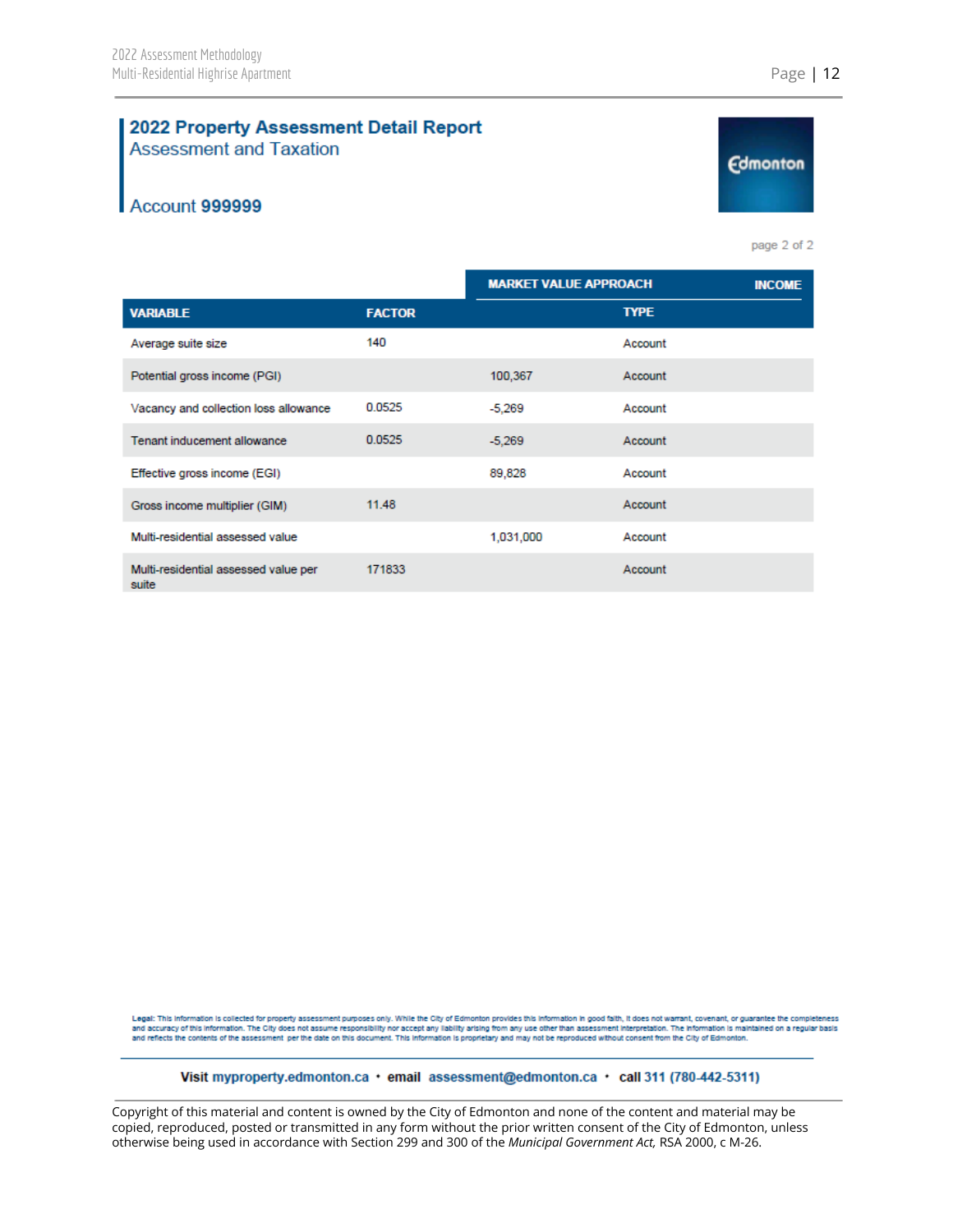## 2022 Property Assessment Detail Report

Assessment and Taxation

Account **999999**

Edmonton

page 2 of 2

| | | MARKET VALUE APPROACH | INCOME |
|---|---|---|---|
| **VARIABLE** | **FACTOR** | | **TYPE** |
| Average suite size | 140 | | Account |
| Potential gross income (PGI) | | 100,367 | Account |
| Vacancy and collection loss allowance | 0.0525 | -5,269 | Account |
| Tenant inducement allowance | 0.0525 | -5,269 | Account |
| Effective gross income (EGI) | | 89,828 | Account |
| Gross income multiplier (GIM) | 11.48 | | Account |
| Multi-residential assessed value | | 1,031,000 | Account |
| Multi-residential assessed value per suite | 171833 | | Account |

**Legal:** This information is collected for property assessment purposes only. While the City of Edmonton provides this information in good faith, it does not warrant, covenant, or guarantee the completeness and accuracy of this information. The City does not assume responsibility nor accept any liability arising from any use other than assessment interpretation. The information is maintained on a regular basis and reflects the contents of the assessment per the date on this document. This information is proprietary and may not be reproduced without consent from the City of Edmonton.

**Visit** myproperty.edmonton.ca • **email** assessment@edmonton.ca • **call** 311 (780-442-5311)

Copyright of this material and content is owned by the City of Edmonton and none of the content and material may be copied, reproduced, posted or transmitted in any form without the prior written consent of the City of Edmonton, unless otherwise being used in accordance with Section 299 and 300 of the *Municipal Government Act,* RSA 2000, c M-26.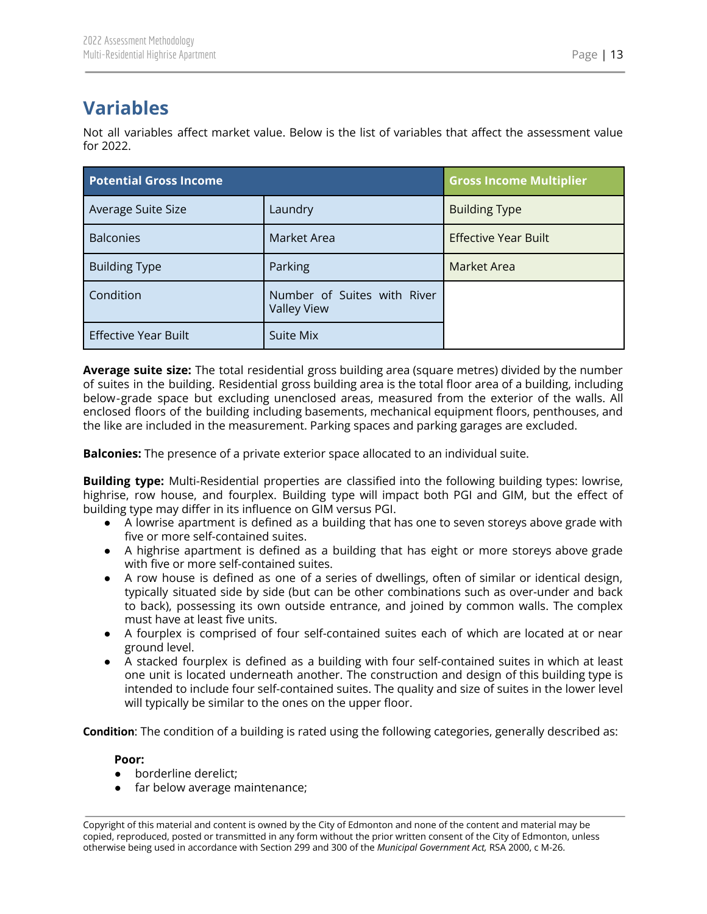## Variables

Not all variables affect market value. Below is the list of variables that affect the assessment value for 2022.

| Potential Gross Income | | Gross Income Multiplier |
|---|---|---|
| Average Suite Size | Laundry | Building Type |
| Balconies | Market Area | Effective Year Built |
| Building Type | Parking | Market Area |
| Condition | Number of Suites with River Valley View | |
| Effective Year Built | Suite Mix | |

**Average suite size:** The total residential gross building area (square metres) divided by the number of suites in the building. Residential gross building area is the total floor area of a building, including below-grade space but excluding unenclosed areas, measured from the exterior of the walls. All enclosed floors of the building including basements, mechanical equipment floors, penthouses, and the like are included in the measurement. Parking spaces and parking garages are excluded.

**Balconies:** The presence of a private exterior space allocated to an individual suite.

**Building type:** Multi-Residential properties are classified into the following building types: lowrise, highrise, row house, and fourplex. Building type will impact both PGI and GIM, but the effect of building type may differ in its influence on GIM versus PGI.

- A lowrise apartment is defined as a building that has one to seven storeys above grade with five or more self-contained suites.
- A highrise apartment is defined as a building that has eight or more storeys above grade with five or more self-contained suites.
- A row house is defined as one of a series of dwellings, often of similar or identical design, typically situated side by side (but can be other combinations such as over-under and back to back), possessing its own outside entrance, and joined by common walls. The complex must have at least five units.
- A fourplex is comprised of four self-contained suites each of which are located at or near ground level.
- A stacked fourplex is defined as a building with four self-contained suites in which at least one unit is located underneath another. The construction and design of this building type is intended to include four self-contained suites. The quality and size of suites in the lower level will typically be similar to the ones on the upper floor.

**Condition**: The condition of a building is rated using the following categories, generally described as:

**Poor:**

- borderline derelict;
- far below average maintenance;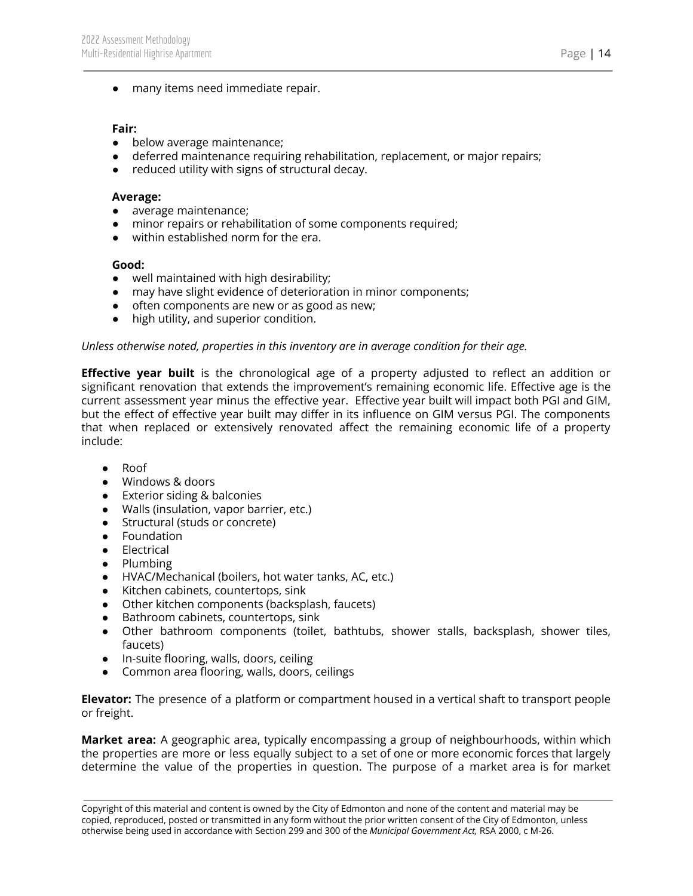- many items need immediate repair.

**Fair:**
- below average maintenance;
- deferred maintenance requiring rehabilitation, replacement, or major repairs;
- reduced utility with signs of structural decay.

**Average:**
- average maintenance;
- minor repairs or rehabilitation of some components required;
- within established norm for the era.

**Good:**
- well maintained with high desirability;
- may have slight evidence of deterioration in minor components;
- often components are new or as good as new;
- high utility, and superior condition.

*Unless otherwise noted, properties in this inventory are in average condition for their age.*

**Effective year built** is the chronological age of a property adjusted to reflect an addition or significant renovation that extends the improvement's remaining economic life. Effective age is the current assessment year minus the effective year. Effective year built will impact both PGI and GIM, but the effect of effective year built may differ in its influence on GIM versus PGI. The components that when replaced or extensively renovated affect the remaining economic life of a property include:

- Roof
- Windows & doors
- Exterior siding & balconies
- Walls (insulation, vapor barrier, etc.)
- Structural (studs or concrete)
- Foundation
- Electrical
- Plumbing
- HVAC/Mechanical (boilers, hot water tanks, AC, etc.)
- Kitchen cabinets, countertops, sink
- Other kitchen components (backsplash, faucets)
- Bathroom cabinets, countertops, sink
- Other bathroom components (toilet, bathtubs, shower stalls, backsplash, shower tiles, faucets)
- In-suite flooring, walls, doors, ceiling
- Common area flooring, walls, doors, ceilings

**Elevator:** The presence of a platform or compartment housed in a vertical shaft to transport people or freight.

**Market area:** A geographic area, typically encompassing a group of neighbourhoods, within which the properties are more or less equally subject to a set of one or more economic forces that largely determine the value of the properties in question. The purpose of a market area is for market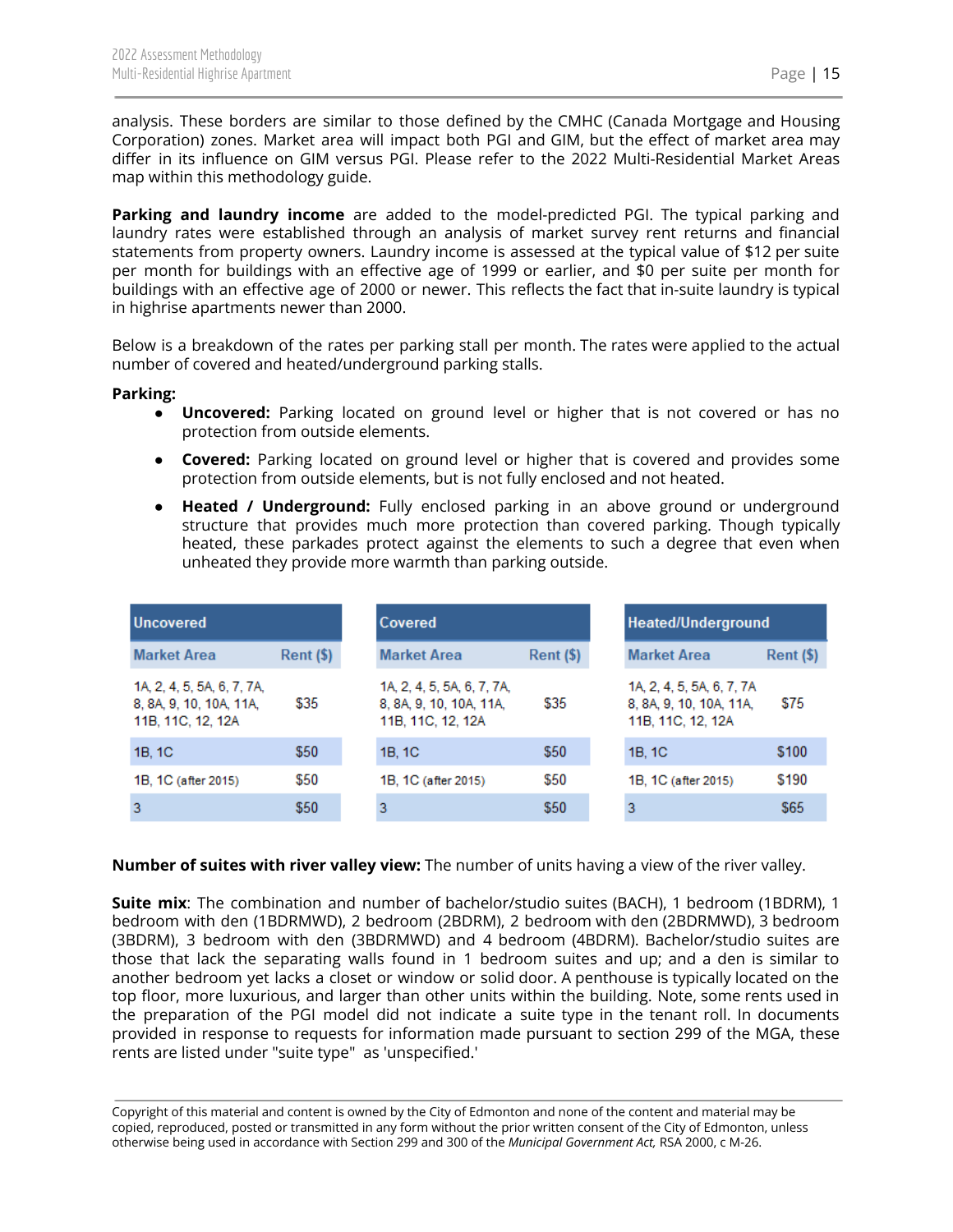analysis. These borders are similar to those defined by the CMHC (Canada Mortgage and Housing Corporation) zones. Market area will impact both PGI and GIM, but the effect of market area may differ in its influence on GIM versus PGI. Please refer to the 2022 Multi-Residential Market Areas map within this methodology guide.

**Parking and laundry income** are added to the model-predicted PGI. The typical parking and laundry rates were established through an analysis of market survey rent returns and financial statements from property owners. Laundry income is assessed at the typical value of $12 per suite per month for buildings with an effective age of 1999 or earlier, and $0 per suite per month for buildings with an effective age of 2000 or newer. This reflects the fact that in-suite laundry is typical in highrise apartments newer than 2000.

Below is a breakdown of the rates per parking stall per month. The rates were applied to the actual number of covered and heated/underground parking stalls.

**Parking:**

- **Uncovered:** Parking located on ground level or higher that is not covered or has no protection from outside elements.
- **Covered:** Parking located on ground level or higher that is covered and provides some protection from outside elements, but is not fully enclosed and not heated.
- **Heated / Underground:** Fully enclosed parking in an above ground or underground structure that provides much more protection than covered parking. Though typically heated, these parkades protect against the elements to such a degree that even when unheated they provide more warmth than parking outside.

| Uncovered | |
|---|---|
| **Market Area** | **Rent ($)** |
| 1A, 2, 4, 5, 5A, 6, 7, 7A, 8, 8A, 9, 10, 10A, 11A, 11B, 11C, 12, 12A | $35 |
| 1B, 1C | $50 |
| 1B, 1C (after 2015) | $50 |
| 3 | $50 |

| Covered | |
|---|---|
| **Market Area** | **Rent ($)** |
| 1A, 2, 4, 5, 5A, 6, 7, 7A, 8, 8A, 9, 10, 10A, 11A, 11B, 11C, 12, 12A | $35 |
| 1B, 1C | $50 |
| 1B, 1C (after 2015) | $50 |
| 3 | $50 |

| Heated/Underground | |
|---|---|
| **Market Area** | **Rent ($)** |
| 1A, 2, 4, 5, 5A, 6, 7, 7A 8, 8A, 9, 10, 10A, 11A, 11B, 11C, 12, 12A | $75 |
| 1B, 1C | $100 |
| 1B, 1C (after 2015) | $190 |
| 3 | $65 |

**Number of suites with river valley view:** The number of units having a view of the river valley.

**Suite mix**: The combination and number of bachelor/studio suites (BACH), 1 bedroom (1BDRM), 1 bedroom with den (1BDRMWD), 2 bedroom (2BDRM), 2 bedroom with den (2BDRMWD), 3 bedroom (3BDRM), 3 bedroom with den (3BDRMWD) and 4 bedroom (4BDRM). Bachelor/studio suites are those that lack the separating walls found in 1 bedroom suites and up; and a den is similar to another bedroom yet lacks a closet or window or solid door. A penthouse is typically located on the top floor, more luxurious, and larger than other units within the building. Note, some rents used in the preparation of the PGI model did not indicate a suite type in the tenant roll. In documents provided in response to requests for information made pursuant to section 299 of the MGA, these rents are listed under "suite type" as 'unspecified.'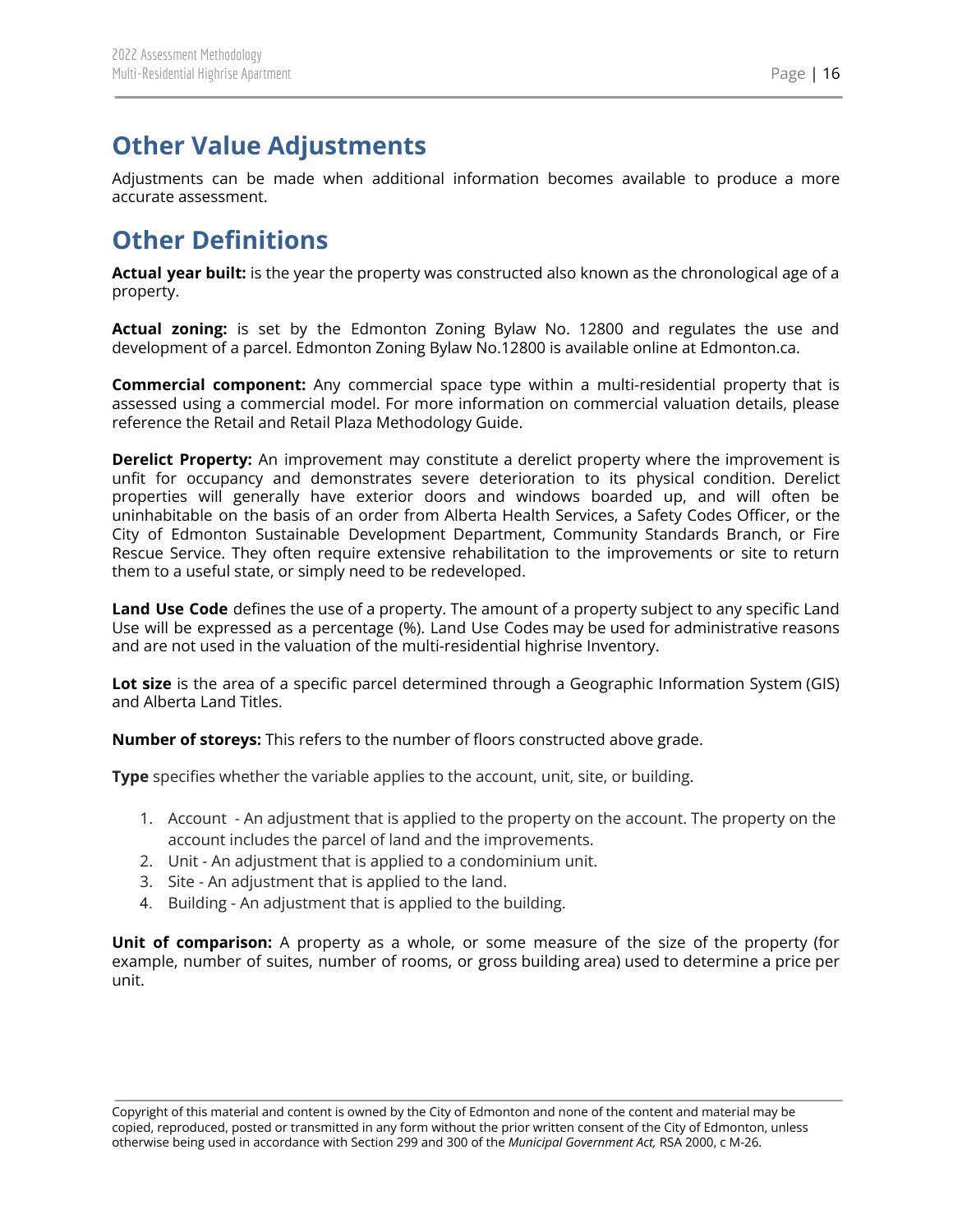# Other Value Adjustments

Adjustments can be made when additional information becomes available to produce a more accurate assessment.

# Other Definitions

**Actual year built:** is the year the property was constructed also known as the chronological age of a property.

**Actual zoning:** is set by the Edmonton Zoning Bylaw No. 12800 and regulates the use and development of a parcel. Edmonton Zoning Bylaw No.12800 is available online at Edmonton.ca.

**Commercial component:** Any commercial space type within a multi-residential property that is assessed using a commercial model. For more information on commercial valuation details, please reference the Retail and Retail Plaza Methodology Guide.

**Derelict Property:** An improvement may constitute a derelict property where the improvement is unfit for occupancy and demonstrates severe deterioration to its physical condition. Derelict properties will generally have exterior doors and windows boarded up, and will often be uninhabitable on the basis of an order from Alberta Health Services, a Safety Codes Officer, or the City of Edmonton Sustainable Development Department, Community Standards Branch, or Fire Rescue Service. They often require extensive rehabilitation to the improvements or site to return them to a useful state, or simply need to be redeveloped.

**Land Use Code** defines the use of a property. The amount of a property subject to any specific Land Use will be expressed as a percentage (%). Land Use Codes may be used for administrative reasons and are not used in the valuation of the multi-residential highrise Inventory.

**Lot size** is the area of a specific parcel determined through a Geographic Information System (GIS) and Alberta Land Titles.

**Number of storeys:** This refers to the number of floors constructed above grade.

**Type** specifies whether the variable applies to the account, unit, site, or building.

1. Account - An adjustment that is applied to the property on the account. The property on the account includes the parcel of land and the improvements.
2. Unit - An adjustment that is applied to a condominium unit.
3. Site - An adjustment that is applied to the land.
4. Building - An adjustment that is applied to the building.

**Unit of comparison:** A property as a whole, or some measure of the size of the property (for example, number of suites, number of rooms, or gross building area) used to determine a price per unit.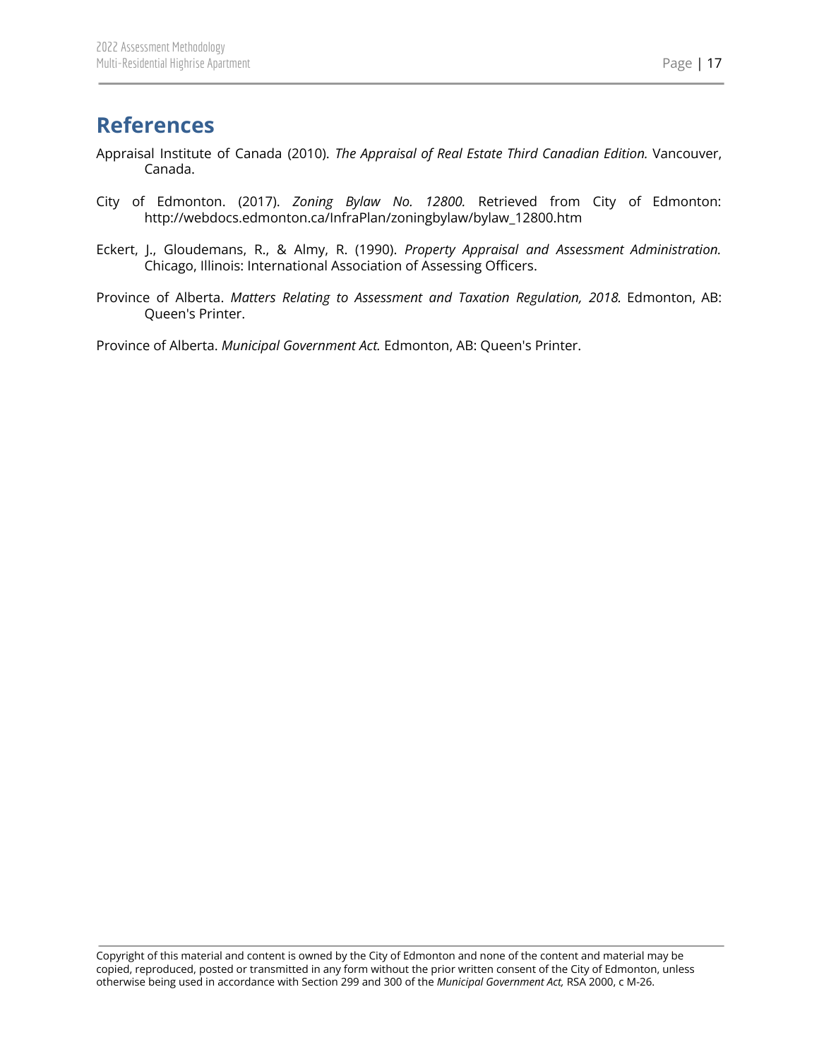# References

Appraisal Institute of Canada (2010). *The Appraisal of Real Estate Third Canadian Edition.* Vancouver, Canada.

City of Edmonton. (2017). *Zoning Bylaw No. 12800.* Retrieved from City of Edmonton: http://webdocs.edmonton.ca/InfraPlan/zoningbylaw/bylaw_12800.htm

Eckert, J., Gloudemans, R., & Almy, R. (1990). *Property Appraisal and Assessment Administration.* Chicago, Illinois: International Association of Assessing Officers.

Province of Alberta. *Matters Relating to Assessment and Taxation Regulation, 2018.* Edmonton, AB: Queen's Printer.

Province of Alberta. *Municipal Government Act.* Edmonton, AB: Queen's Printer.

Copyright of this material and content is owned by the City of Edmonton and none of the content and material may be copied, reproduced, posted or transmitted in any form without the prior written consent of the City of Edmonton, unless otherwise being used in accordance with Section 299 and 300 of the *Municipal Government Act,* RSA 2000, c M-26.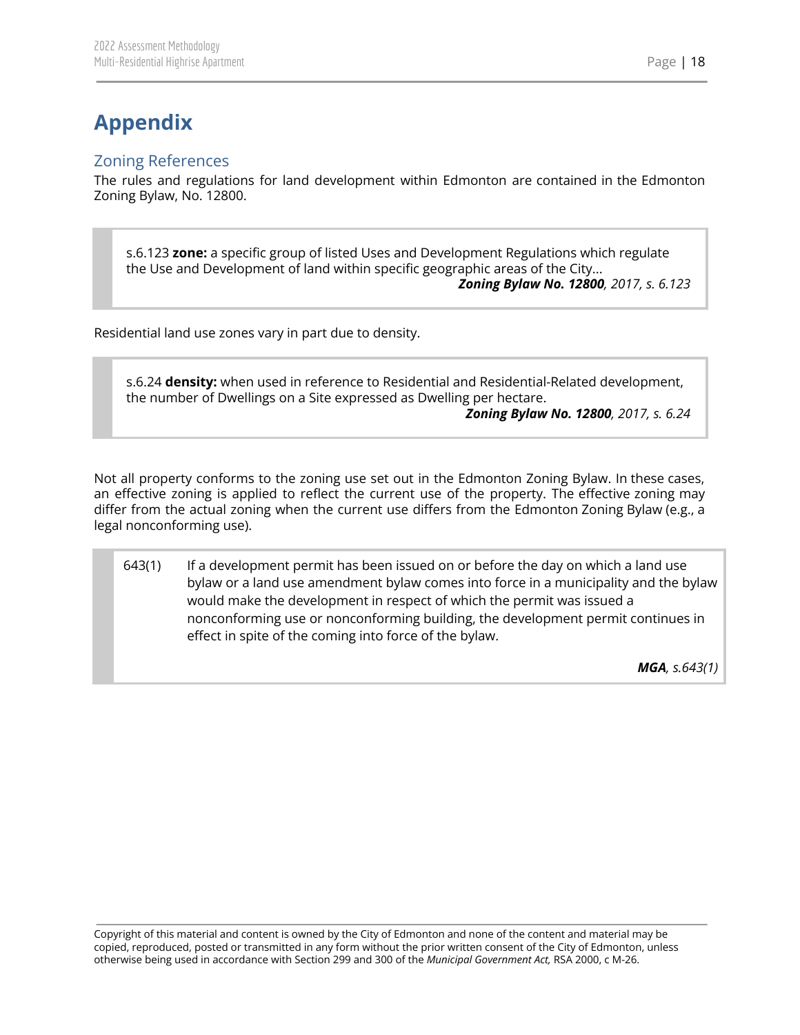# Appendix

## Zoning References

The rules and regulations for land development within Edmonton are contained in the Edmonton Zoning Bylaw, No. 12800.

> s.6.123 **zone:** a specific group of listed Uses and Development Regulations which regulate the Use and Development of land within specific geographic areas of the City...
>
> ***Zoning Bylaw No. 12800**, 2017, s. 6.123*

Residential land use zones vary in part due to density.

> s.6.24 **density:** when used in reference to Residential and Residential-Related development, the number of Dwellings on a Site expressed as Dwelling per hectare.
>
> ***Zoning Bylaw No. 12800**, 2017, s. 6.24*

Not all property conforms to the zoning use set out in the Edmonton Zoning Bylaw. In these cases, an effective zoning is applied to reflect the current use of the property. The effective zoning may differ from the actual zoning when the current use differs from the Edmonton Zoning Bylaw (e.g., a legal nonconforming use).

> 643(1) If a development permit has been issued on or before the day on which a land use bylaw or a land use amendment bylaw comes into force in a municipality and the bylaw would make the development in respect of which the permit was issued a nonconforming use or nonconforming building, the development permit continues in effect in spite of the coming into force of the bylaw.
>
> ***MGA**, s.643(1)*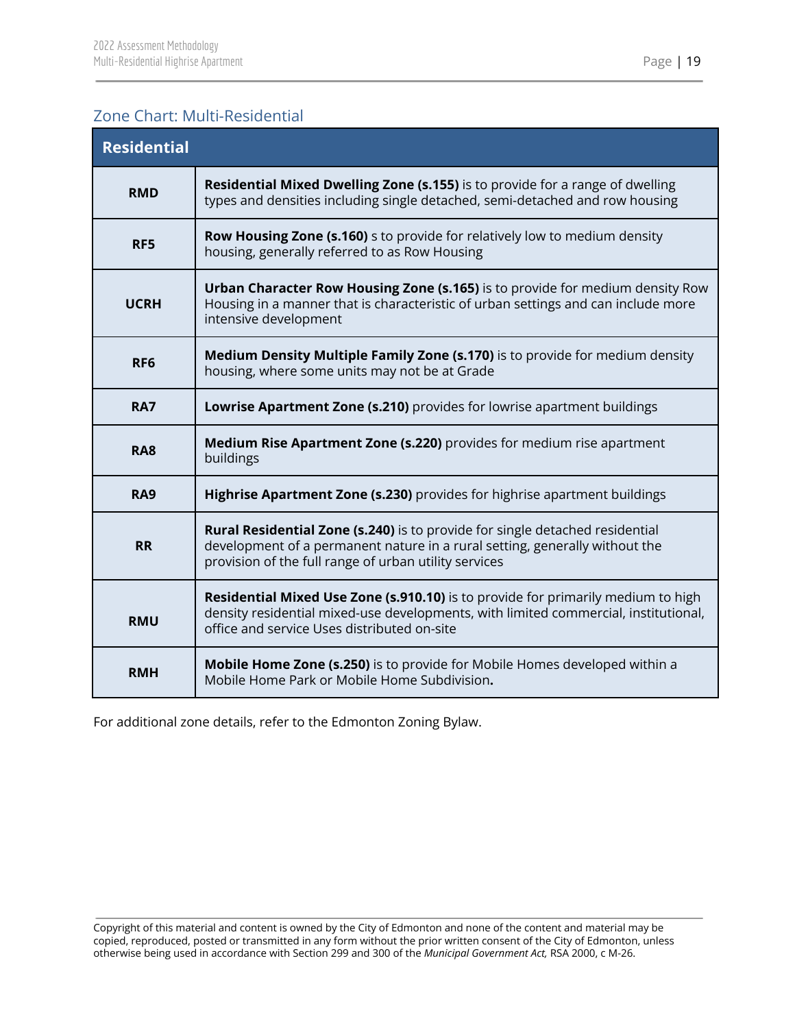## Zone Chart: Multi-Residential

| Residential | |
|---|---|
| **RMD** | **Residential Mixed Dwelling Zone (s.155)** is to provide for a range of dwelling types and densities including single detached, semi-detached and row housing |
| **RF5** | **Row Housing Zone (s.160)** s to provide for relatively low to medium density housing, generally referred to as Row Housing |
| **UCRH** | **Urban Character Row Housing Zone (s.165)** is to provide for medium density Row Housing in a manner that is characteristic of urban settings and can include more intensive development |
| **RF6** | **Medium Density Multiple Family Zone (s.170)** is to provide for medium density housing, where some units may not be at Grade |
| **RA7** | **Lowrise Apartment Zone (s.210)** provides for lowrise apartment buildings |
| **RA8** | **Medium Rise Apartment Zone (s.220)** provides for medium rise apartment buildings |
| **RA9** | **Highrise Apartment Zone (s.230)** provides for highrise apartment buildings |
| **RR** | **Rural Residential Zone (s.240)** is to provide for single detached residential development of a permanent nature in a rural setting, generally without the provision of the full range of urban utility services |
| **RMU** | **Residential Mixed Use Zone (s.910.10)** is to provide for primarily medium to high density residential mixed-use developments, with limited commercial, institutional, office and service Uses distributed on-site |
| **RMH** | **Mobile Home Zone (s.250)** is to provide for Mobile Homes developed within a Mobile Home Park or Mobile Home Subdivision**.** |

For additional zone details, refer to the Edmonton Zoning Bylaw.

Copyright of this material and content is owned by the City of Edmonton and none of the content and material may be copied, reproduced, posted or transmitted in any form without the prior written consent of the City of Edmonton, unless otherwise being used in accordance with Section 299 and 300 of the *Municipal Government Act,* RSA 2000, c M-26.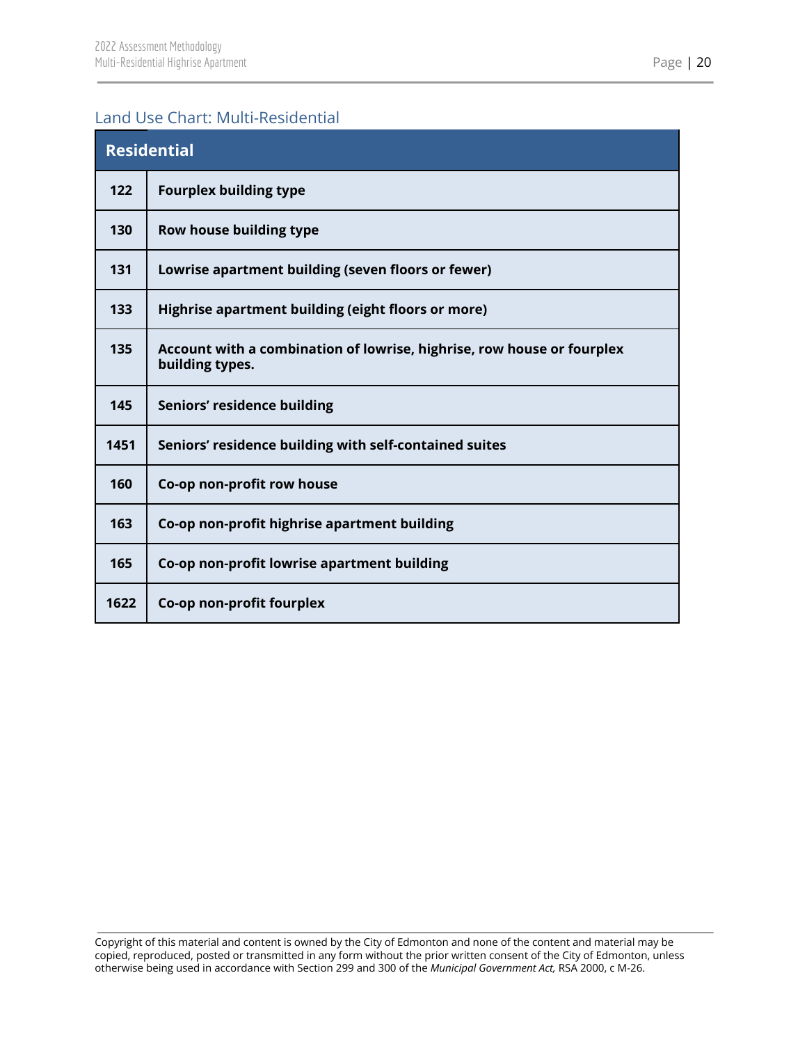## Land Use Chart: Multi-Residential

| Residential | |
|---|---|
| **122** | **Fourplex building type** |
| **130** | **Row house building type** |
| **131** | **Lowrise apartment building (seven floors or fewer)** |
| **133** | **Highrise apartment building (eight floors or more)** |
| **135** | **Account with a combination of lowrise, highrise, row house or fourplex building types.** |
| **145** | **Seniors' residence building** |
| **1451** | **Seniors' residence building with self-contained suites** |
| **160** | **Co-op non-profit row house** |
| **163** | **Co-op non-profit highrise apartment building** |
| **165** | **Co-op non-profit lowrise apartment building** |
| **1622** | **Co-op non-profit fourplex** |

Copyright of this material and content is owned by the City of Edmonton and none of the content and material may be copied, reproduced, posted or transmitted in any form without the prior written consent of the City of Edmonton, unless otherwise being used in accordance with Section 299 and 300 of the *Municipal Government Act,* RSA 2000, c M-26.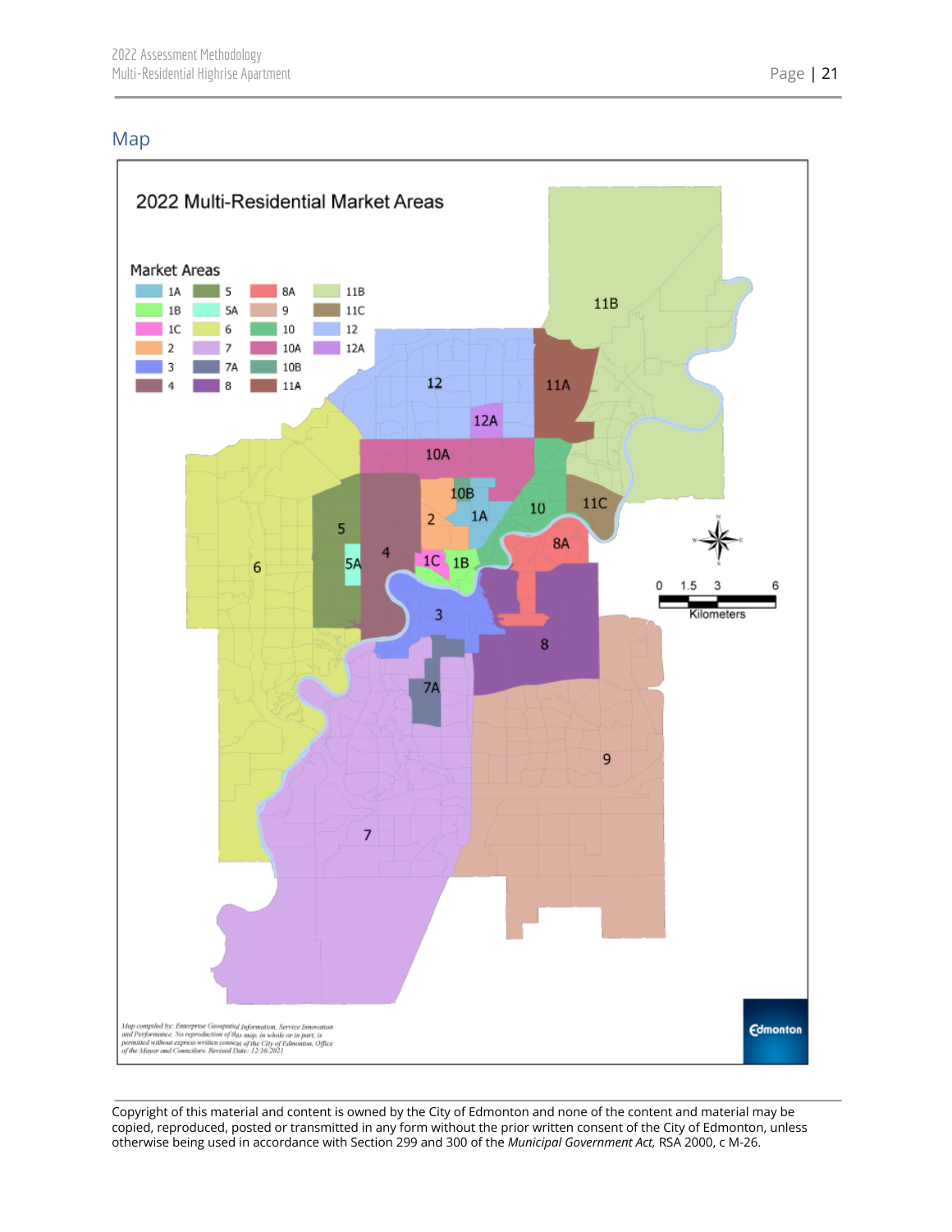## Map

2022 Multi-Residential Market Areas

Market Areas

| | | | |
|---|---|---|---|
| 1A | 5 | 8A | 11B |
| 1B | 5A | 9 | 11C |
| 1C | 6 | 10 | 12 |
| 2 | 7 | 10A | 12A |
| 3 | 7A | 10B | |
| 4 | 8 | 11A | |

0 1.5 3 6 Kilometers

Map compiled by: Enterprise Geospatial Information, Service Innovation and Performance. No reproduction of this map, in whole or in part, is permitted without express written consent of the City of Edmonton, Office of the Mayor and Councilors. Revised Date: 12/16/2021

Edmonton

---

Copyright of this material and content is owned by the City of Edmonton and none of the content and material may be copied, reproduced, posted or transmitted in any form without the prior written consent of the City of Edmonton, unless otherwise being used in accordance with Section 299 and 300 of the *Municipal Government Act,* RSA 2000, c M-26.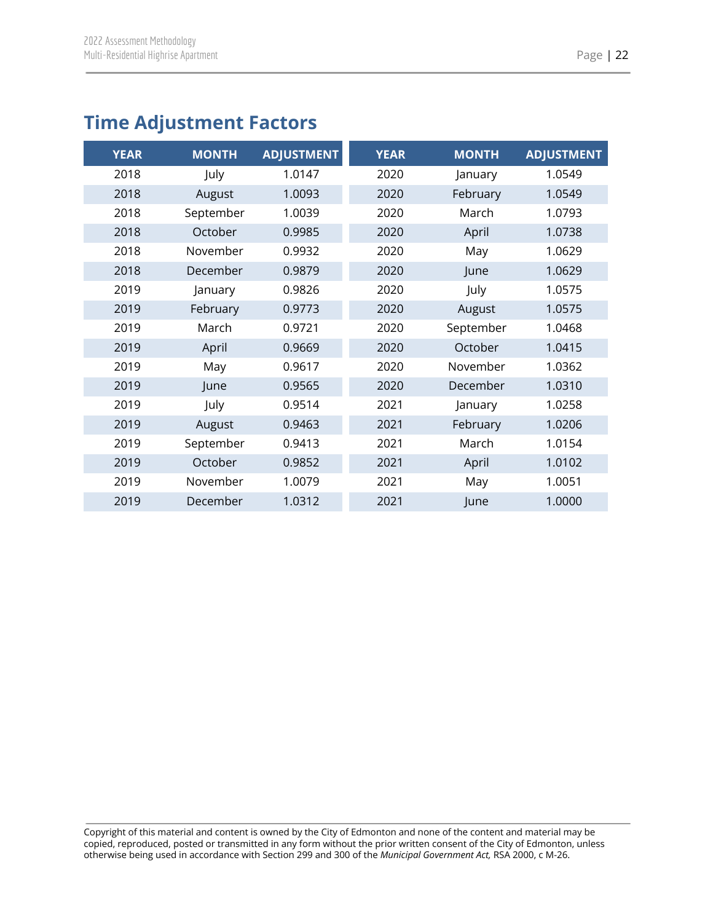## Time Adjustment Factors

| YEAR | MONTH | ADJUSTMENT | YEAR | MONTH | ADJUSTMENT |
|---|---|---|---|---|---|
| 2018 | July | 1.0147 | 2020 | January | 1.0549 |
| 2018 | August | 1.0093 | 2020 | February | 1.0549 |
| 2018 | September | 1.0039 | 2020 | March | 1.0793 |
| 2018 | October | 0.9985 | 2020 | April | 1.0738 |
| 2018 | November | 0.9932 | 2020 | May | 1.0629 |
| 2018 | December | 0.9879 | 2020 | June | 1.0629 |
| 2019 | January | 0.9826 | 2020 | July | 1.0575 |
| 2019 | February | 0.9773 | 2020 | August | 1.0575 |
| 2019 | March | 0.9721 | 2020 | September | 1.0468 |
| 2019 | April | 0.9669 | 2020 | October | 1.0415 |
| 2019 | May | 0.9617 | 2020 | November | 1.0362 |
| 2019 | June | 0.9565 | 2020 | December | 1.0310 |
| 2019 | July | 0.9514 | 2021 | January | 1.0258 |
| 2019 | August | 0.9463 | 2021 | February | 1.0206 |
| 2019 | September | 0.9413 | 2021 | March | 1.0154 |
| 2019 | October | 0.9852 | 2021 | April | 1.0102 |
| 2019 | November | 1.0079 | 2021 | May | 1.0051 |
| 2019 | December | 1.0312 | 2021 | June | 1.0000 |

Copyright of this material and content is owned by the City of Edmonton and none of the content and material may be copied, reproduced, posted or transmitted in any form without the prior written consent of the City of Edmonton, unless otherwise being used in accordance with Section 299 and 300 of the *Municipal Government Act,* RSA 2000, c M-26.